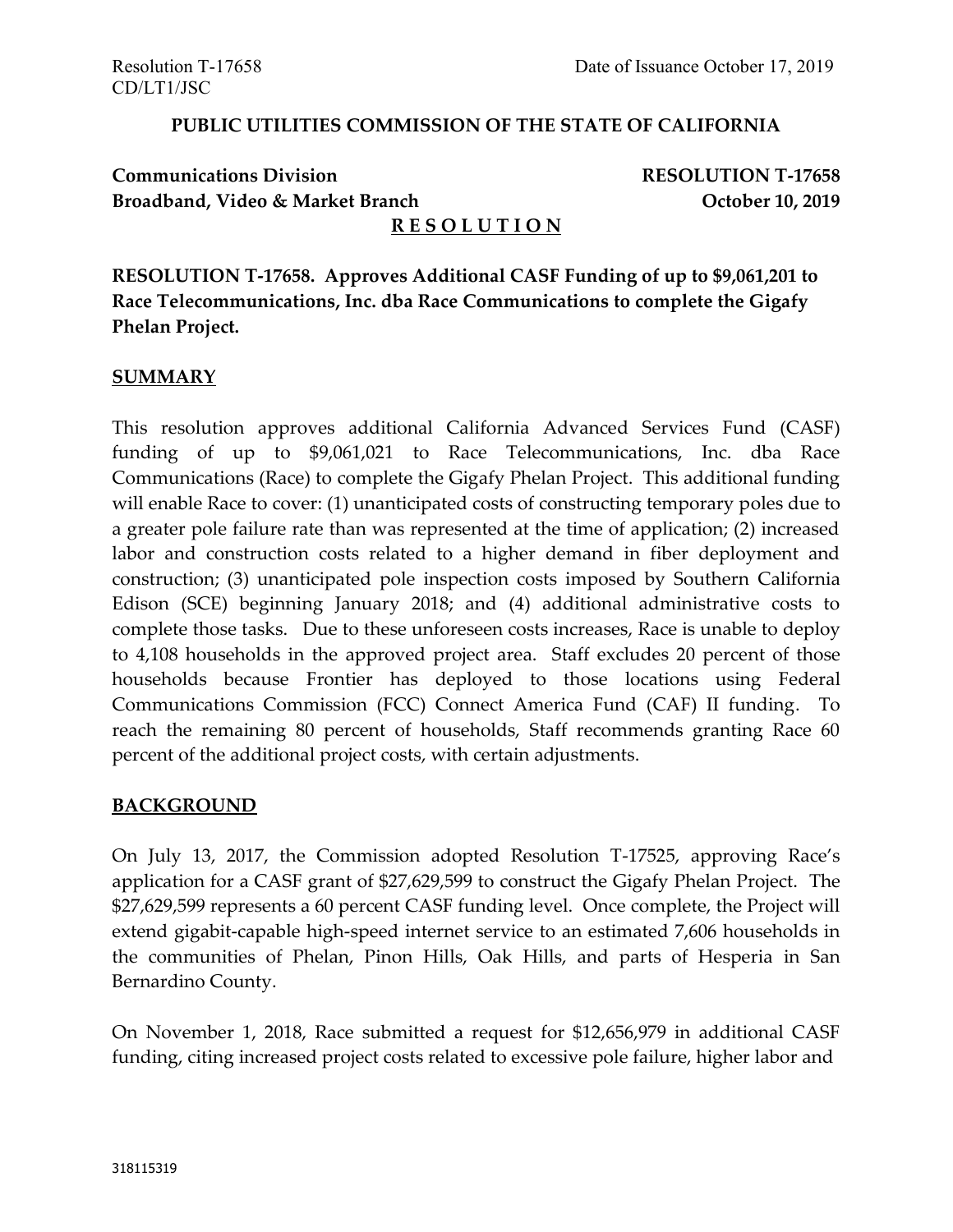Resolution T-17658
CD/LT1/JSC

Date of Issuance October 17, 2019

**PUBLIC UTILITIES COMMISSION OF THE STATE OF CALIFORNIA**

**Communications Division**
**Broadband, Video & Market Branch**

**RESOLUTION T-17658**
**October 10, 2019**

**R E S O L U T I O N**

**RESOLUTION T-17658. Approves Additional CASF Funding of up to $9,061,201 to Race Telecommunications, Inc. dba Race Communications to complete the Gigafy Phelan Project.**

## SUMMARY

This resolution approves additional California Advanced Services Fund (CASF) funding of up to $9,061,021 to Race Telecommunications, Inc. dba Race Communications (Race) to complete the Gigafy Phelan Project. This additional funding will enable Race to cover: (1) unanticipated costs of constructing temporary poles due to a greater pole failure rate than was represented at the time of application; (2) increased labor and construction costs related to a higher demand in fiber deployment and construction; (3) unanticipated pole inspection costs imposed by Southern California Edison (SCE) beginning January 2018; and (4) additional administrative costs to complete those tasks. Due to these unforeseen costs increases, Race is unable to deploy to 4,108 households in the approved project area. Staff excludes 20 percent of those households because Frontier has deployed to those locations using Federal Communications Commission (FCC) Connect America Fund (CAF) II funding. To reach the remaining 80 percent of households, Staff recommends granting Race 60 percent of the additional project costs, with certain adjustments.

## BACKGROUND

On July 13, 2017, the Commission adopted Resolution T-17525, approving Race's application for a CASF grant of $27,629,599 to construct the Gigafy Phelan Project. The $27,629,599 represents a 60 percent CASF funding level. Once complete, the Project will extend gigabit-capable high-speed internet service to an estimated 7,606 households in the communities of Phelan, Pinon Hills, Oak Hills, and parts of Hesperia in San Bernardino County.

On November 1, 2018, Race submitted a request for $12,656,979 in additional CASF funding, citing increased project costs related to excessive pole failure, higher labor and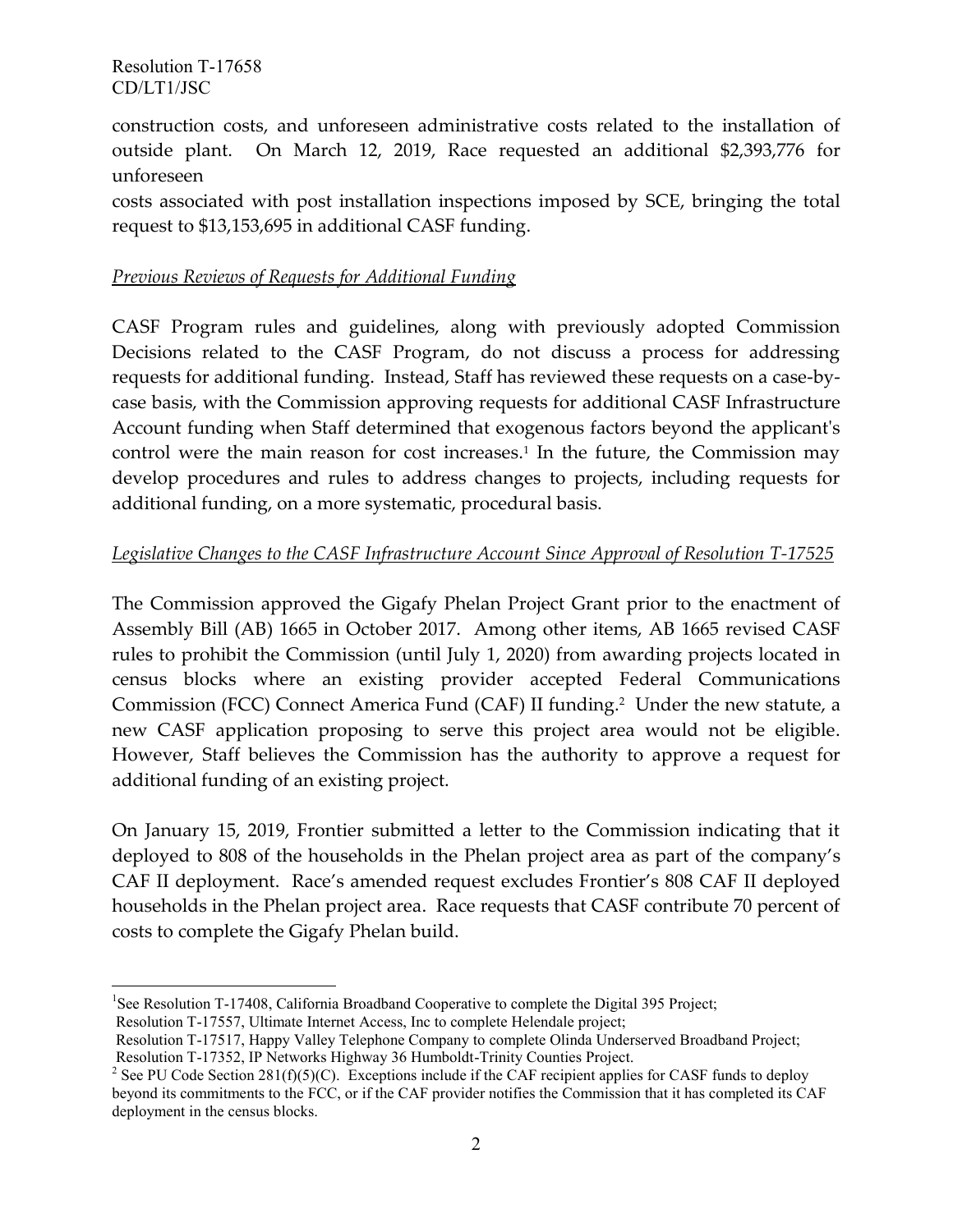construction costs, and unforeseen administrative costs related to the installation of outside plant. On March 12, 2019, Race requested an additional $2,393,776 for unforeseen costs associated with post installation inspections imposed by SCE, bringing the total request to $13,153,695 in additional CASF funding.

*Previous Reviews of Requests for Additional Funding*

CASF Program rules and guidelines, along with previously adopted Commission Decisions related to the CASF Program, do not discuss a process for addressing requests for additional funding. Instead, Staff has reviewed these requests on a case-by-case basis, with the Commission approving requests for additional CASF Infrastructure Account funding when Staff determined that exogenous factors beyond the applicant's control were the main reason for cost increases.[1] In the future, the Commission may develop procedures and rules to address changes to projects, including requests for additional funding, on a more systematic, procedural basis.

*Legislative Changes to the CASF Infrastructure Account Since Approval of Resolution T-17525*

The Commission approved the Gigafy Phelan Project Grant prior to the enactment of Assembly Bill (AB) 1665 in October 2017. Among other items, AB 1665 revised CASF rules to prohibit the Commission (until July 1, 2020) from awarding projects located in census blocks where an existing provider accepted Federal Communications Commission (FCC) Connect America Fund (CAF) II funding.[2] Under the new statute, a new CASF application proposing to serve this project area would not be eligible. However, Staff believes the Commission has the authority to approve a request for additional funding of an existing project.

On January 15, 2019, Frontier submitted a letter to the Commission indicating that it deployed to 808 of the households in the Phelan project area as part of the company's CAF II deployment. Race's amended request excludes Frontier's 808 CAF II deployed households in the Phelan project area. Race requests that CASF contribute 70 percent of costs to complete the Gigafy Phelan build.

---

[1] See Resolution T-17408, California Broadband Cooperative to complete the Digital 395 Project;
Resolution T-17557, Ultimate Internet Access, Inc to complete Helendale project;
Resolution T-17517, Happy Valley Telephone Company to complete Olinda Underserved Broadband Project;
Resolution T-17352, IP Networks Highway 36 Humboldt-Trinity Counties Project.

[2] See PU Code Section 281(f)(5)(C). Exceptions include if the CAF recipient applies for CASF funds to deploy beyond its commitments to the FCC, or if the CAF provider notifies the Commission that it has completed its CAF deployment in the census blocks.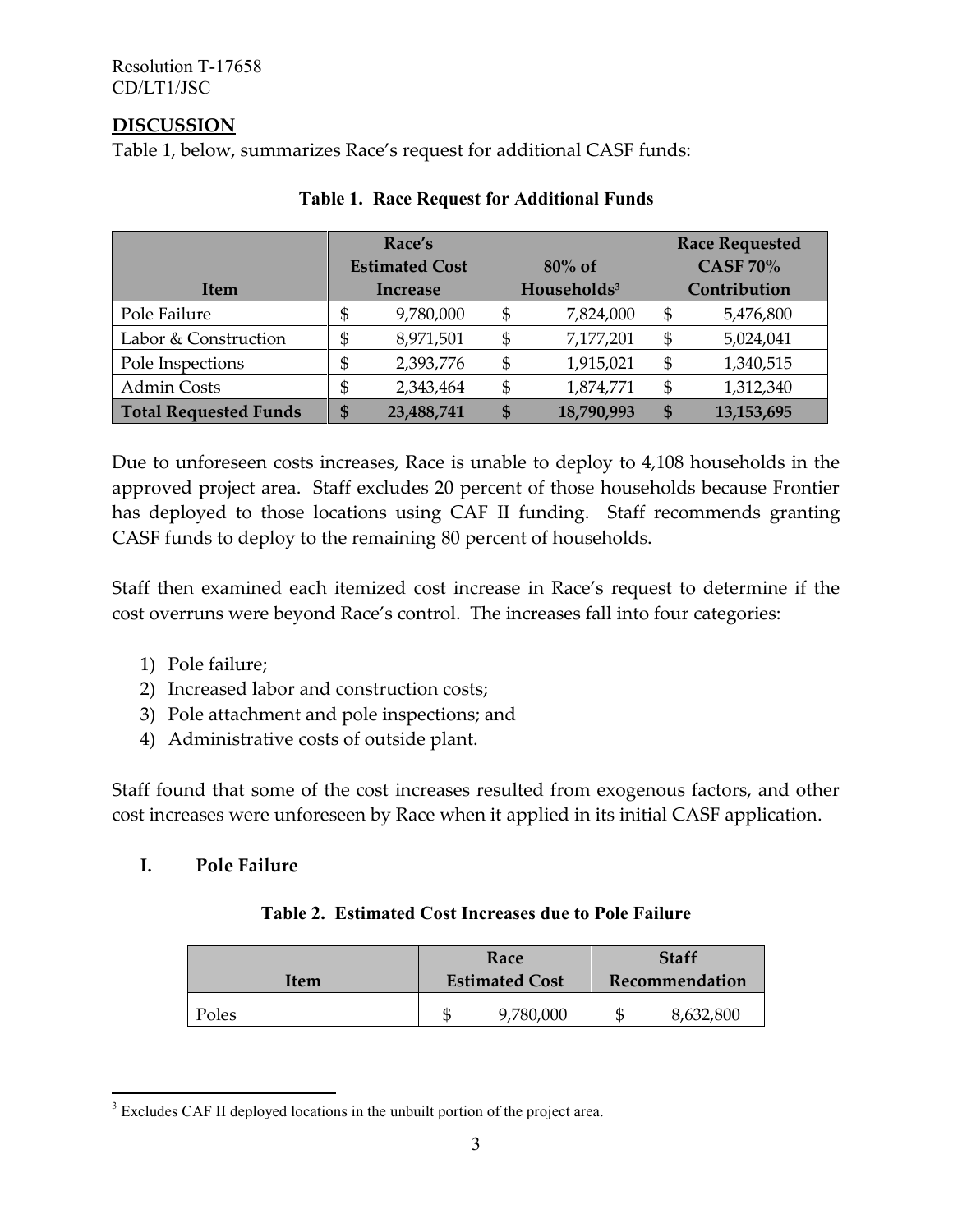## DISCUSSION

Table 1, below, summarizes Race's request for additional CASF funds:

**Table 1. Race Request for Additional Funds**

| Item | Race's Estimated Cost Increase | 80% of Households[3] | Race Requested CASF 70% Contribution |
|---|---|---|---|
| Pole Failure | $ 9,780,000 | $ 7,824,000 | $ 5,476,800 |
| Labor & Construction | $ 8,971,501 | $ 7,177,201 | $ 5,024,041 |
| Pole Inspections | $ 2,393,776 | $ 1,915,021 | $ 1,340,515 |
| Admin Costs | $ 2,343,464 | $ 1,874,771 | $ 1,312,340 |
| **Total Requested Funds** | **$ 23,488,741** | **$ 18,790,993** | **$ 13,153,695** |

Due to unforeseen costs increases, Race is unable to deploy to 4,108 households in the approved project area. Staff excludes 20 percent of those households because Frontier has deployed to those locations using CAF II funding. Staff recommends granting CASF funds to deploy to the remaining 80 percent of households.

Staff then examined each itemized cost increase in Race's request to determine if the cost overruns were beyond Race's control. The increases fall into four categories:

1) Pole failure;
2) Increased labor and construction costs;
3) Pole attachment and pole inspections; and
4) Administrative costs of outside plant.

Staff found that some of the cost increases resulted from exogenous factors, and other cost increases were unforeseen by Race when it applied in its initial CASF application.

### I. Pole Failure

**Table 2. Estimated Cost Increases due to Pole Failure**

| Item | Race Estimated Cost | Staff Recommendation |
|---|---|---|
| Poles | $ 9,780,000 | $ 8,632,800 |

[3] Excludes CAF II deployed locations in the unbuilt portion of the project area.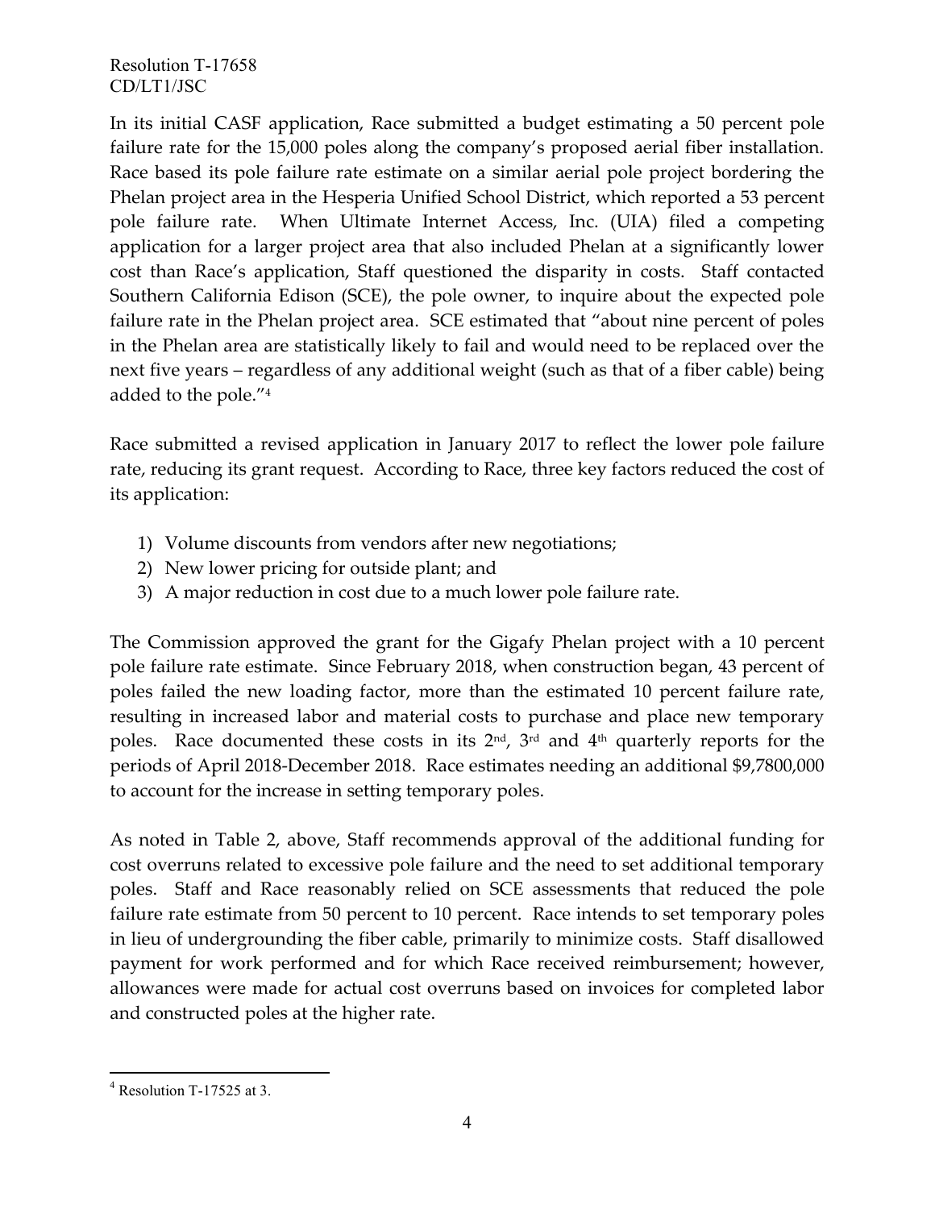In its initial CASF application, Race submitted a budget estimating a 50 percent pole failure rate for the 15,000 poles along the company's proposed aerial fiber installation. Race based its pole failure rate estimate on a similar aerial pole project bordering the Phelan project area in the Hesperia Unified School District, which reported a 53 percent pole failure rate. When Ultimate Internet Access, Inc. (UIA) filed a competing application for a larger project area that also included Phelan at a significantly lower cost than Race's application, Staff questioned the disparity in costs. Staff contacted Southern California Edison (SCE), the pole owner, to inquire about the expected pole failure rate in the Phelan project area. SCE estimated that "about nine percent of poles in the Phelan area are statistically likely to fail and would need to be replaced over the next five years – regardless of any additional weight (such as that of a fiber cable) being added to the pole."[4]

Race submitted a revised application in January 2017 to reflect the lower pole failure rate, reducing its grant request. According to Race, three key factors reduced the cost of its application:

1) Volume discounts from vendors after new negotiations;
2) New lower pricing for outside plant; and
3) A major reduction in cost due to a much lower pole failure rate.

The Commission approved the grant for the Gigafy Phelan project with a 10 percent pole failure rate estimate. Since February 2018, when construction began, 43 percent of poles failed the new loading factor, more than the estimated 10 percent failure rate, resulting in increased labor and material costs to purchase and place new temporary poles. Race documented these costs in its 2nd, 3rd and 4th quarterly reports for the periods of April 2018-December 2018. Race estimates needing an additional $9,7800,000 to account for the increase in setting temporary poles.

As noted in Table 2, above, Staff recommends approval of the additional funding for cost overruns related to excessive pole failure and the need to set additional temporary poles. Staff and Race reasonably relied on SCE assessments that reduced the pole failure rate estimate from 50 percent to 10 percent. Race intends to set temporary poles in lieu of undergrounding the fiber cable, primarily to minimize costs. Staff disallowed payment for work performed and for which Race received reimbursement; however, allowances were made for actual cost overruns based on invoices for completed labor and constructed poles at the higher rate.

---

[4] Resolution T-17525 at 3.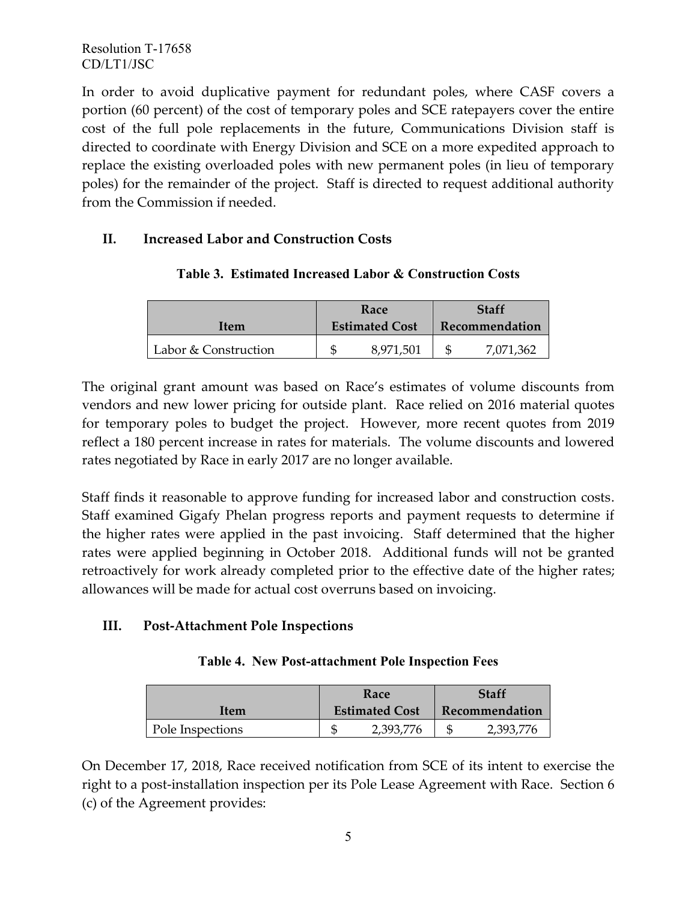In order to avoid duplicative payment for redundant poles, where CASF covers a portion (60 percent) of the cost of temporary poles and SCE ratepayers cover the entire cost of the full pole replacements in the future, Communications Division staff is directed to coordinate with Energy Division and SCE on a more expedited approach to replace the existing overloaded poles with new permanent poles (in lieu of temporary poles) for the remainder of the project. Staff is directed to request additional authority from the Commission if needed.

## II. Increased Labor and Construction Costs

**Table 3. Estimated Increased Labor & Construction Costs**

| Item | Race Estimated Cost | Staff Recommendation |
|---|---|---|
| Labor & Construction | $ 8,971,501 | $ 7,071,362 |

The original grant amount was based on Race's estimates of volume discounts from vendors and new lower pricing for outside plant. Race relied on 2016 material quotes for temporary poles to budget the project. However, more recent quotes from 2019 reflect a 180 percent increase in rates for materials. The volume discounts and lowered rates negotiated by Race in early 2017 are no longer available.

Staff finds it reasonable to approve funding for increased labor and construction costs. Staff examined Gigafy Phelan progress reports and payment requests to determine if the higher rates were applied in the past invoicing. Staff determined that the higher rates were applied beginning in October 2018. Additional funds will not be granted retroactively for work already completed prior to the effective date of the higher rates; allowances will be made for actual cost overruns based on invoicing.

## III. Post-Attachment Pole Inspections

**Table 4. New Post-attachment Pole Inspection Fees**

| Item | Race Estimated Cost | Staff Recommendation |
|---|---|---|
| Pole Inspections | $ 2,393,776 | $ 2,393,776 |

On December 17, 2018, Race received notification from SCE of its intent to exercise the right to a post-installation inspection per its Pole Lease Agreement with Race. Section 6 (c) of the Agreement provides: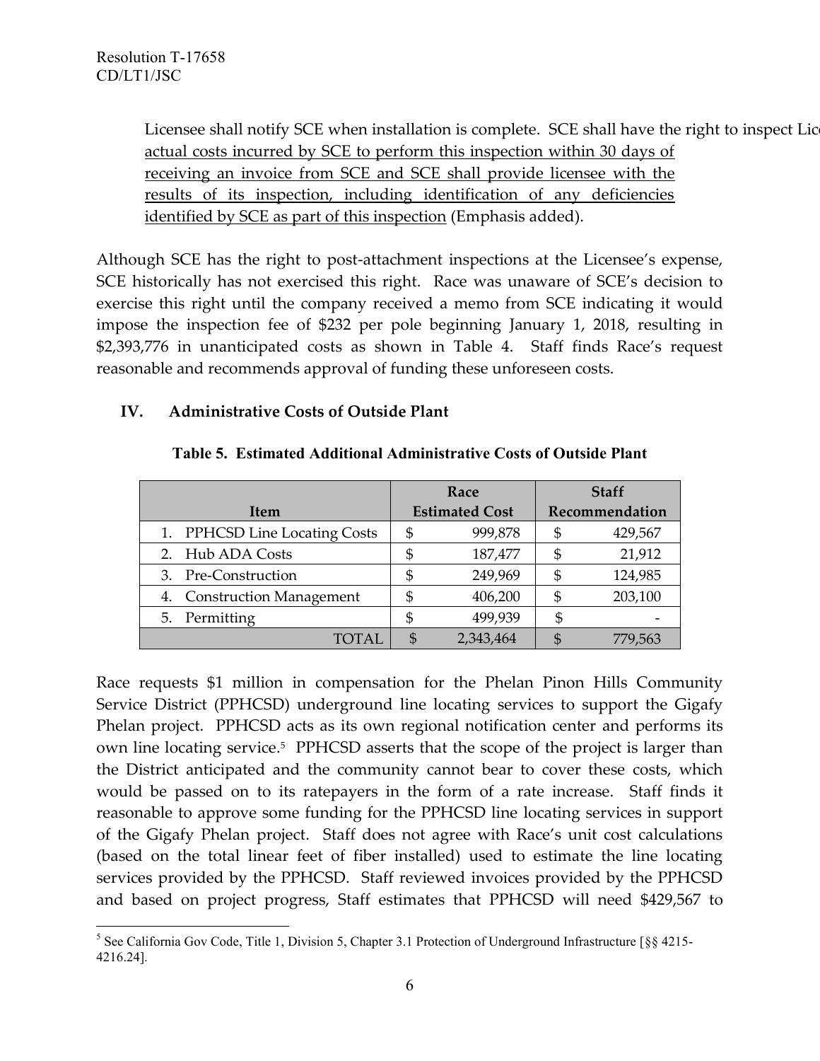Licensee shall notify SCE when installation is complete. SCE shall have the right to inspect Lic actual costs incurred by SCE to perform this inspection within 30 days of receiving an invoice from SCE and SCE shall provide licensee with the results of its inspection, including identification of any deficiencies identified by SCE as part of this inspection (Emphasis added).

Although SCE has the right to post-attachment inspections at the Licensee's expense, SCE historically has not exercised this right. Race was unaware of SCE's decision to exercise this right until the company received a memo from SCE indicating it would impose the inspection fee of $232 per pole beginning January 1, 2018, resulting in $2,393,776 in unanticipated costs as shown in Table 4. Staff finds Race's request reasonable and recommends approval of funding these unforeseen costs.

## IV. Administrative Costs of Outside Plant

**Table 5. Estimated Additional Administrative Costs of Outside Plant**

| Item | Race Estimated Cost | Staff Recommendation |
|---|---|---|
| 1. PPHCSD Line Locating Costs | $ 999,878 | $ 429,567 |
| 2. Hub ADA Costs | $ 187,477 | $ 21,912 |
| 3. Pre-Construction | $ 249,969 | $ 124,985 |
| 4. Construction Management | $ 406,200 | $ 203,100 |
| 5. Permitting | $ 499,939 | $ - |
| TOTAL | $ 2,343,464 | $ 779,563 |

Race requests $1 million in compensation for the Phelan Pinon Hills Community Service District (PPHCSD) underground line locating services to support the Gigafy Phelan project. PPHCSD acts as its own regional notification center and performs its own line locating service.[5] PPHCSD asserts that the scope of the project is larger than the District anticipated and the community cannot bear to cover these costs, which would be passed on to its ratepayers in the form of a rate increase. Staff finds it reasonable to approve some funding for the PPHCSD line locating services in support of the Gigafy Phelan project. Staff does not agree with Race's unit cost calculations (based on the total linear feet of fiber installed) used to estimate the line locating services provided by the PPHCSD. Staff reviewed invoices provided by the PPHCSD and based on project progress, Staff estimates that PPHCSD will need $429,567 to

[5] See California Gov Code, Title 1, Division 5, Chapter 3.1 Protection of Underground Infrastructure [§§ 4215-4216.24].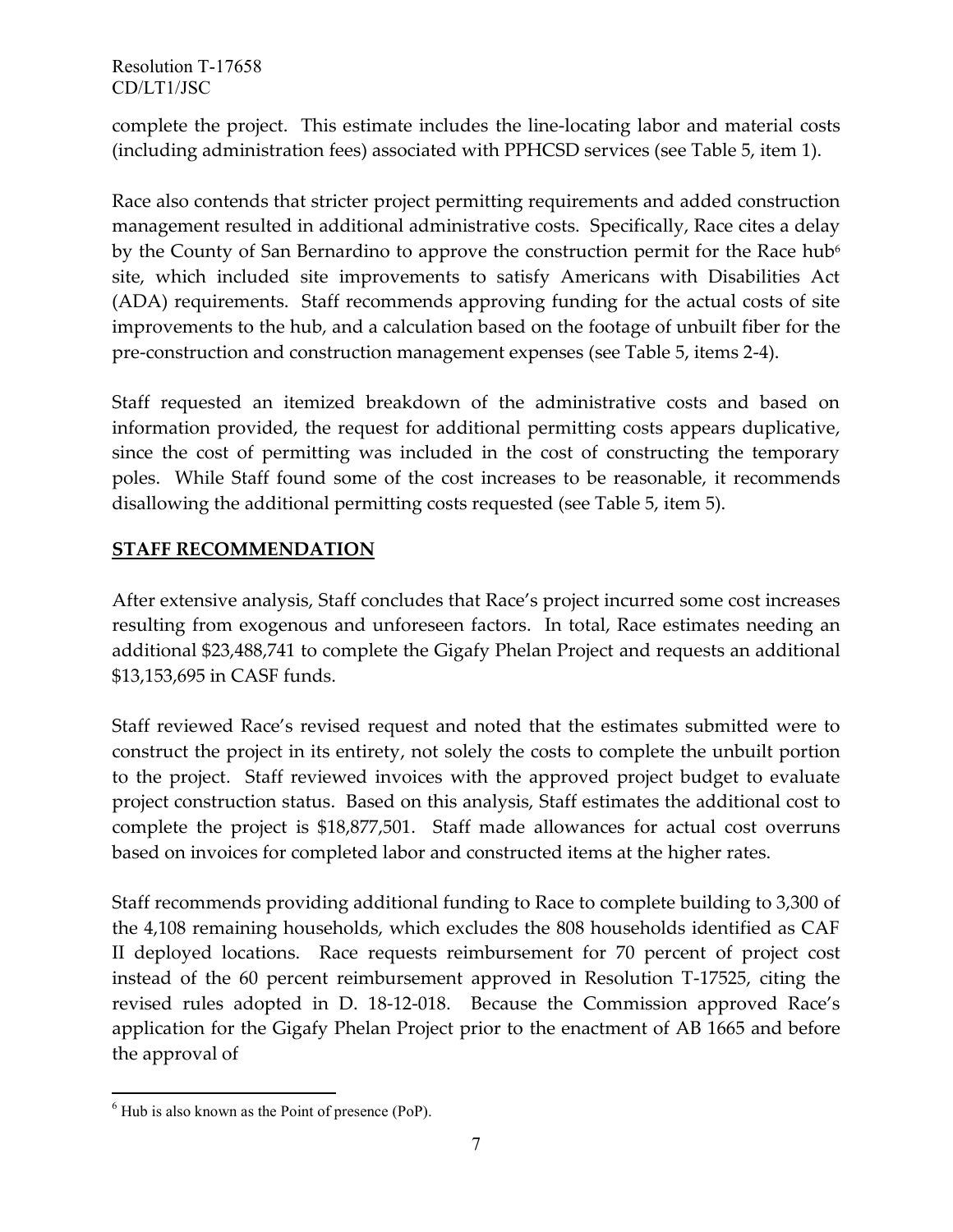complete the project. This estimate includes the line-locating labor and material costs (including administration fees) associated with PPHCSD services (see Table 5, item 1).

Race also contends that stricter project permitting requirements and added construction management resulted in additional administrative costs. Specifically, Race cites a delay by the County of San Bernardino to approve the construction permit for the Race hub[6] site, which included site improvements to satisfy Americans with Disabilities Act (ADA) requirements. Staff recommends approving funding for the actual costs of site improvements to the hub, and a calculation based on the footage of unbuilt fiber for the pre-construction and construction management expenses (see Table 5, items 2-4).

Staff requested an itemized breakdown of the administrative costs and based on information provided, the request for additional permitting costs appears duplicative, since the cost of permitting was included in the cost of constructing the temporary poles. While Staff found some of the cost increases to be reasonable, it recommends disallowing the additional permitting costs requested (see Table 5, item 5).

## STAFF RECOMMENDATION

After extensive analysis, Staff concludes that Race's project incurred some cost increases resulting from exogenous and unforeseen factors. In total, Race estimates needing an additional $23,488,741 to complete the Gigafy Phelan Project and requests an additional $13,153,695 in CASF funds.

Staff reviewed Race's revised request and noted that the estimates submitted were to construct the project in its entirety, not solely the costs to complete the unbuilt portion to the project. Staff reviewed invoices with the approved project budget to evaluate project construction status. Based on this analysis, Staff estimates the additional cost to complete the project is $18,877,501. Staff made allowances for actual cost overruns based on invoices for completed labor and constructed items at the higher rates.

Staff recommends providing additional funding to Race to complete building to 3,300 of the 4,108 remaining households, which excludes the 808 households identified as CAF II deployed locations. Race requests reimbursement for 70 percent of project cost instead of the 60 percent reimbursement approved in Resolution T-17525, citing the revised rules adopted in D. 18-12-018. Because the Commission approved Race's application for the Gigafy Phelan Project prior to the enactment of AB 1665 and before the approval of

[6] Hub is also known as the Point of presence (PoP).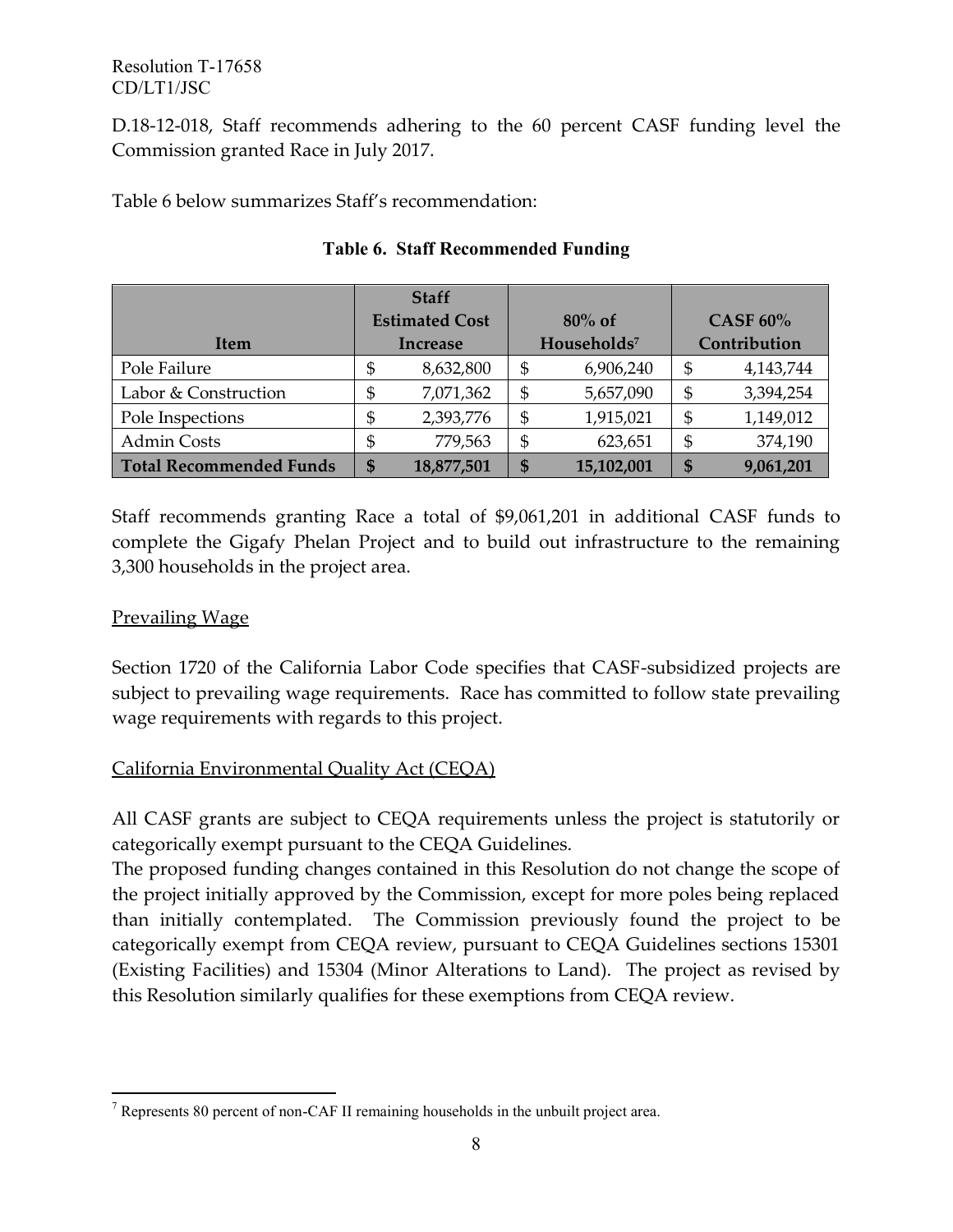D.18-12-018, Staff recommends adhering to the 60 percent CASF funding level the Commission granted Race in July 2017.

Table 6 below summarizes Staff's recommendation:

**Table 6. Staff Recommended Funding**

| Item | Staff Estimated Cost Increase | 80% of Households[7] | CASF 60% Contribution |
|---|---|---|---|
| Pole Failure | $ 8,632,800 | $ 6,906,240 | $ 4,143,744 |
| Labor & Construction | $ 7,071,362 | $ 5,657,090 | $ 3,394,254 |
| Pole Inspections | $ 2,393,776 | $ 1,915,021 | $ 1,149,012 |
| Admin Costs | $ 779,563 | $ 623,651 | $ 374,190 |
| **Total Recommended Funds** | **$ 18,877,501** | **$ 15,102,001** | **$ 9,061,201** |

Staff recommends granting Race a total of $9,061,201 in additional CASF funds to complete the Gigafy Phelan Project and to build out infrastructure to the remaining 3,300 households in the project area.

Prevailing Wage

Section 1720 of the California Labor Code specifies that CASF-subsidized projects are subject to prevailing wage requirements. Race has committed to follow state prevailing wage requirements with regards to this project.

California Environmental Quality Act (CEQA)

All CASF grants are subject to CEQA requirements unless the project is statutorily or categorically exempt pursuant to the CEQA Guidelines.

The proposed funding changes contained in this Resolution do not change the scope of the project initially approved by the Commission, except for more poles being replaced than initially contemplated. The Commission previously found the project to be categorically exempt from CEQA review, pursuant to CEQA Guidelines sections 15301 (Existing Facilities) and 15304 (Minor Alterations to Land). The project as revised by this Resolution similarly qualifies for these exemptions from CEQA review.

[7] Represents 80 percent of non-CAF II remaining households in the unbuilt project area.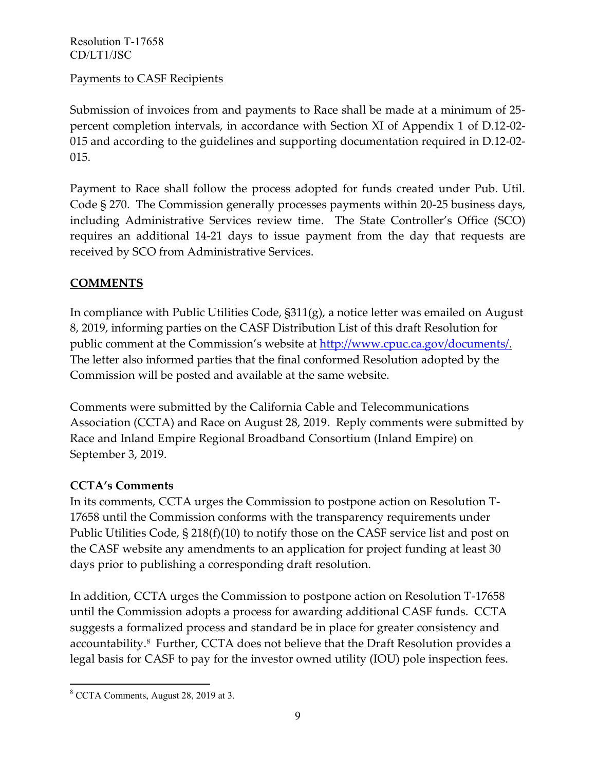Payments to CASF Recipients

Submission of invoices from and payments to Race shall be made at a minimum of 25-percent completion intervals, in accordance with Section XI of Appendix 1 of D.12-02-015 and according to the guidelines and supporting documentation required in D.12-02-015.

Payment to Race shall follow the process adopted for funds created under Pub. Util. Code § 270. The Commission generally processes payments within 20-25 business days, including Administrative Services review time. The State Controller's Office (SCO) requires an additional 14-21 days to issue payment from the day that requests are received by SCO from Administrative Services.

## COMMENTS

In compliance with Public Utilities Code, §311(g), a notice letter was emailed on August 8, 2019, informing parties on the CASF Distribution List of this draft Resolution for public comment at the Commission's website at http://www.cpuc.ca.gov/documents/. The letter also informed parties that the final conformed Resolution adopted by the Commission will be posted and available at the same website.

Comments were submitted by the California Cable and Telecommunications Association (CCTA) and Race on August 28, 2019. Reply comments were submitted by Race and Inland Empire Regional Broadband Consortium (Inland Empire) on September 3, 2019.

### CCTA's Comments

In its comments, CCTA urges the Commission to postpone action on Resolution T-17658 until the Commission conforms with the transparency requirements under Public Utilities Code, § 218(f)(10) to notify those on the CASF service list and post on the CASF website any amendments to an application for project funding at least 30 days prior to publishing a corresponding draft resolution.

In addition, CCTA urges the Commission to postpone action on Resolution T-17658 until the Commission adopts a process for awarding additional CASF funds. CCTA suggests a formalized process and standard be in place for greater consistency and accountability.[8] Further, CCTA does not believe that the Draft Resolution provides a legal basis for CASF to pay for the investor owned utility (IOU) pole inspection fees.

[8] CCTA Comments, August 28, 2019 at 3.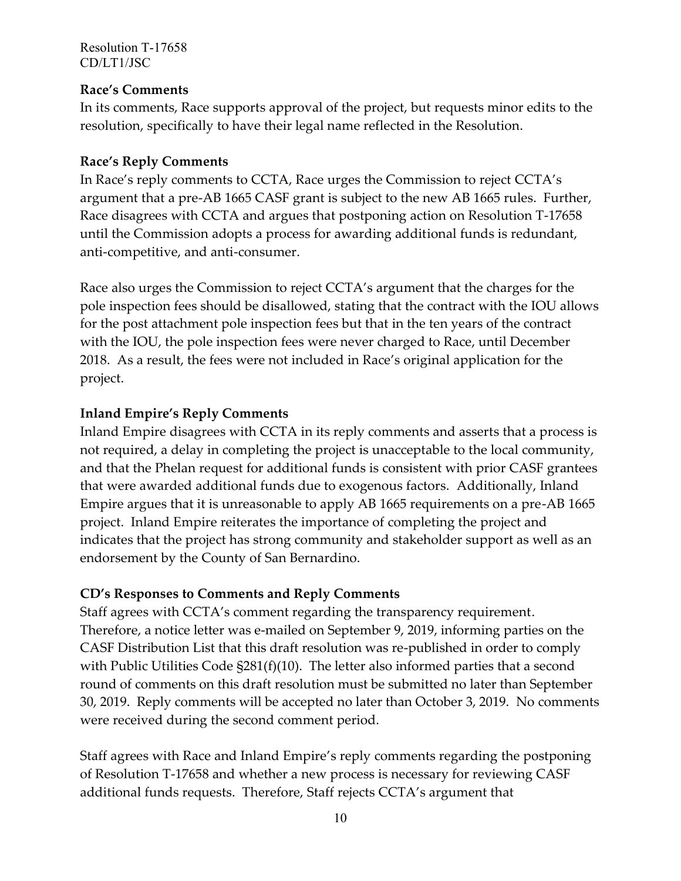**Race's Comments**

In its comments, Race supports approval of the project, but requests minor edits to the resolution, specifically to have their legal name reflected in the Resolution.

**Race's Reply Comments**

In Race's reply comments to CCTA, Race urges the Commission to reject CCTA's argument that a pre-AB 1665 CASF grant is subject to the new AB 1665 rules. Further, Race disagrees with CCTA and argues that postponing action on Resolution T-17658 until the Commission adopts a process for awarding additional funds is redundant, anti-competitive, and anti-consumer.

Race also urges the Commission to reject CCTA's argument that the charges for the pole inspection fees should be disallowed, stating that the contract with the IOU allows for the post attachment pole inspection fees but that in the ten years of the contract with the IOU, the pole inspection fees were never charged to Race, until December 2018. As a result, the fees were not included in Race's original application for the project.

**Inland Empire's Reply Comments**

Inland Empire disagrees with CCTA in its reply comments and asserts that a process is not required, a delay in completing the project is unacceptable to the local community, and that the Phelan request for additional funds is consistent with prior CASF grantees that were awarded additional funds due to exogenous factors. Additionally, Inland Empire argues that it is unreasonable to apply AB 1665 requirements on a pre-AB 1665 project. Inland Empire reiterates the importance of completing the project and indicates that the project has strong community and stakeholder support as well as an endorsement by the County of San Bernardino.

**CD's Responses to Comments and Reply Comments**

Staff agrees with CCTA's comment regarding the transparency requirement. Therefore, a notice letter was e-mailed on September 9, 2019, informing parties on the CASF Distribution List that this draft resolution was re-published in order to comply with Public Utilities Code §281(f)(10). The letter also informed parties that a second round of comments on this draft resolution must be submitted no later than September 30, 2019. Reply comments will be accepted no later than October 3, 2019. No comments were received during the second comment period.

Staff agrees with Race and Inland Empire's reply comments regarding the postponing of Resolution T-17658 and whether a new process is necessary for reviewing CASF additional funds requests. Therefore, Staff rejects CCTA's argument that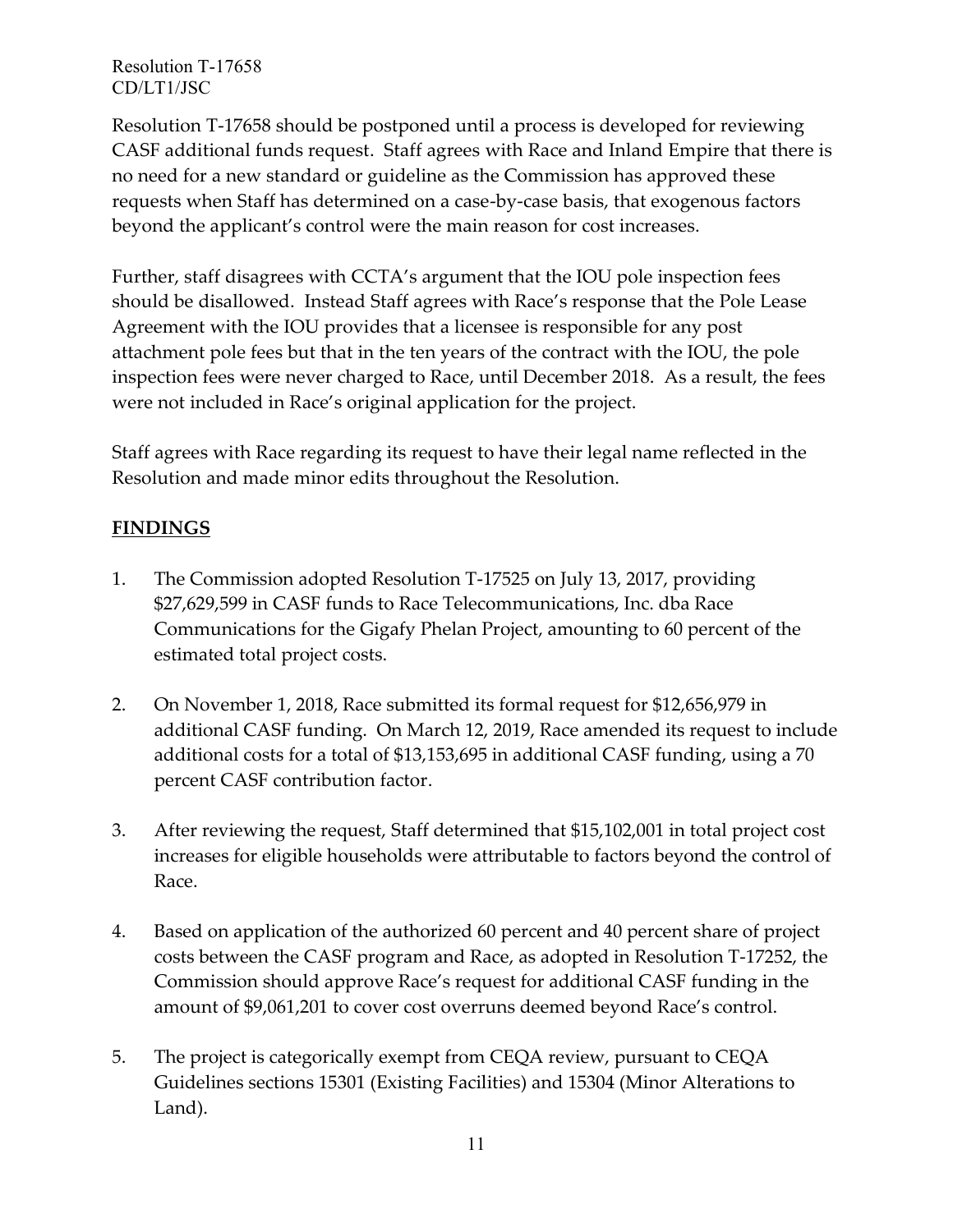Resolution T-17658 should be postponed until a process is developed for reviewing CASF additional funds request. Staff agrees with Race and Inland Empire that there is no need for a new standard or guideline as the Commission has approved these requests when Staff has determined on a case-by-case basis, that exogenous factors beyond the applicant's control were the main reason for cost increases.

Further, staff disagrees with CCTA's argument that the IOU pole inspection fees should be disallowed. Instead Staff agrees with Race's response that the Pole Lease Agreement with the IOU provides that a licensee is responsible for any post attachment pole fees but that in the ten years of the contract with the IOU, the pole inspection fees were never charged to Race, until December 2018. As a result, the fees were not included in Race's original application for the project.

Staff agrees with Race regarding its request to have their legal name reflected in the Resolution and made minor edits throughout the Resolution.

## FINDINGS

1. The Commission adopted Resolution T-17525 on July 13, 2017, providing $27,629,599 in CASF funds to Race Telecommunications, Inc. dba Race Communications for the Gigafy Phelan Project, amounting to 60 percent of the estimated total project costs.

2. On November 1, 2018, Race submitted its formal request for $12,656,979 in additional CASF funding. On March 12, 2019, Race amended its request to include additional costs for a total of $13,153,695 in additional CASF funding, using a 70 percent CASF contribution factor.

3. After reviewing the request, Staff determined that $15,102,001 in total project cost increases for eligible households were attributable to factors beyond the control of Race.

4. Based on application of the authorized 60 percent and 40 percent share of project costs between the CASF program and Race, as adopted in Resolution T-17252, the Commission should approve Race's request for additional CASF funding in the amount of $9,061,201 to cover cost overruns deemed beyond Race's control.

5. The project is categorically exempt from CEQA review, pursuant to CEQA Guidelines sections 15301 (Existing Facilities) and 15304 (Minor Alterations to Land).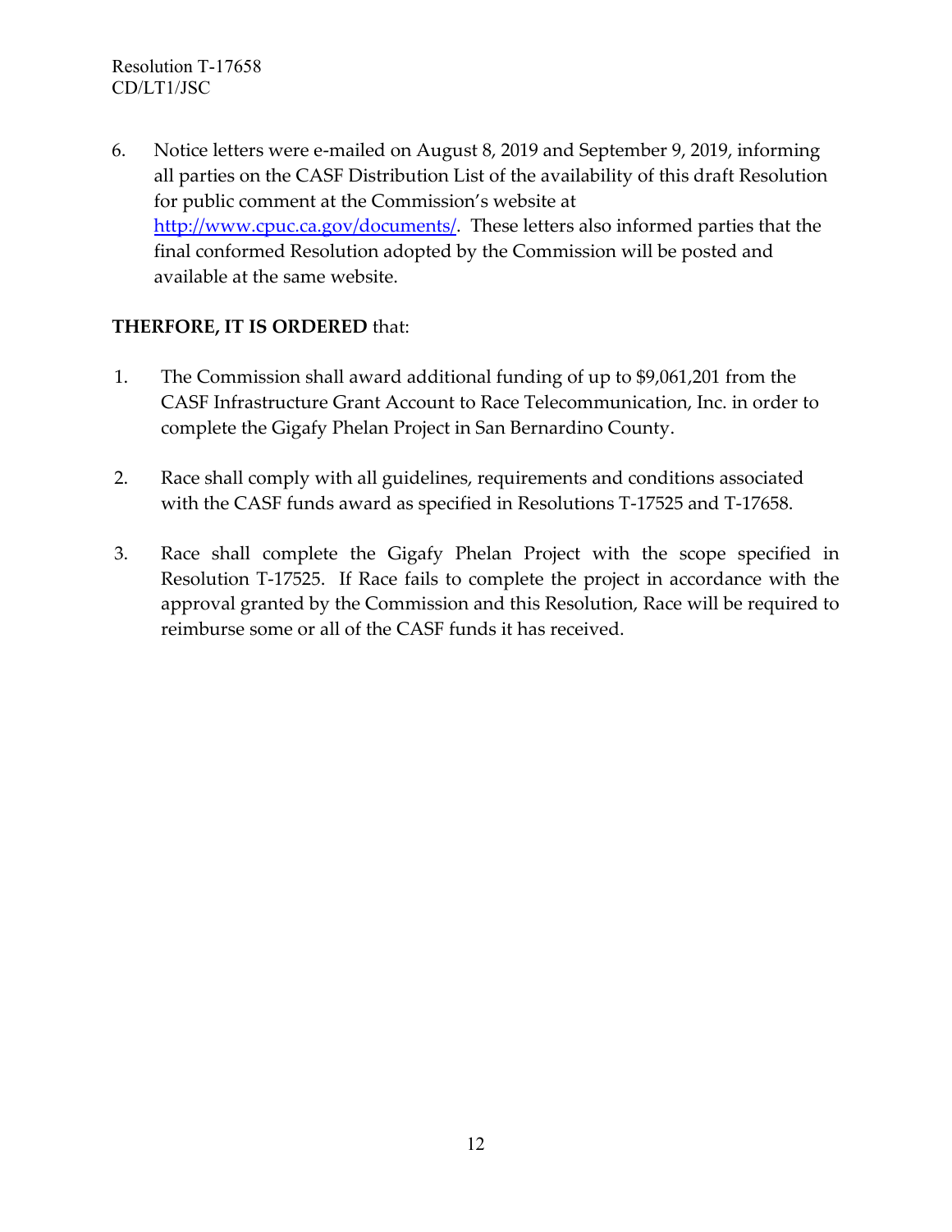6. Notice letters were e-mailed on August 8, 2019 and September 9, 2019, informing all parties on the CASF Distribution List of the availability of this draft Resolution for public comment at the Commission's website at [http://www.cpuc.ca.gov/documents/](http://www.cpuc.ca.gov/documents/). These letters also informed parties that the final conformed Resolution adopted by the Commission will be posted and available at the same website.

**THERFORE, IT IS ORDERED** that:

1. The Commission shall award additional funding of up to $9,061,201 from the CASF Infrastructure Grant Account to Race Telecommunication, Inc. in order to complete the Gigafy Phelan Project in San Bernardino County.

2. Race shall comply with all guidelines, requirements and conditions associated with the CASF funds award as specified in Resolutions T-17525 and T-17658.

3. Race shall complete the Gigafy Phelan Project with the scope specified in Resolution T-17525. If Race fails to complete the project in accordance with the approval granted by the Commission and this Resolution, Race will be required to reimburse some or all of the CASF funds it has received.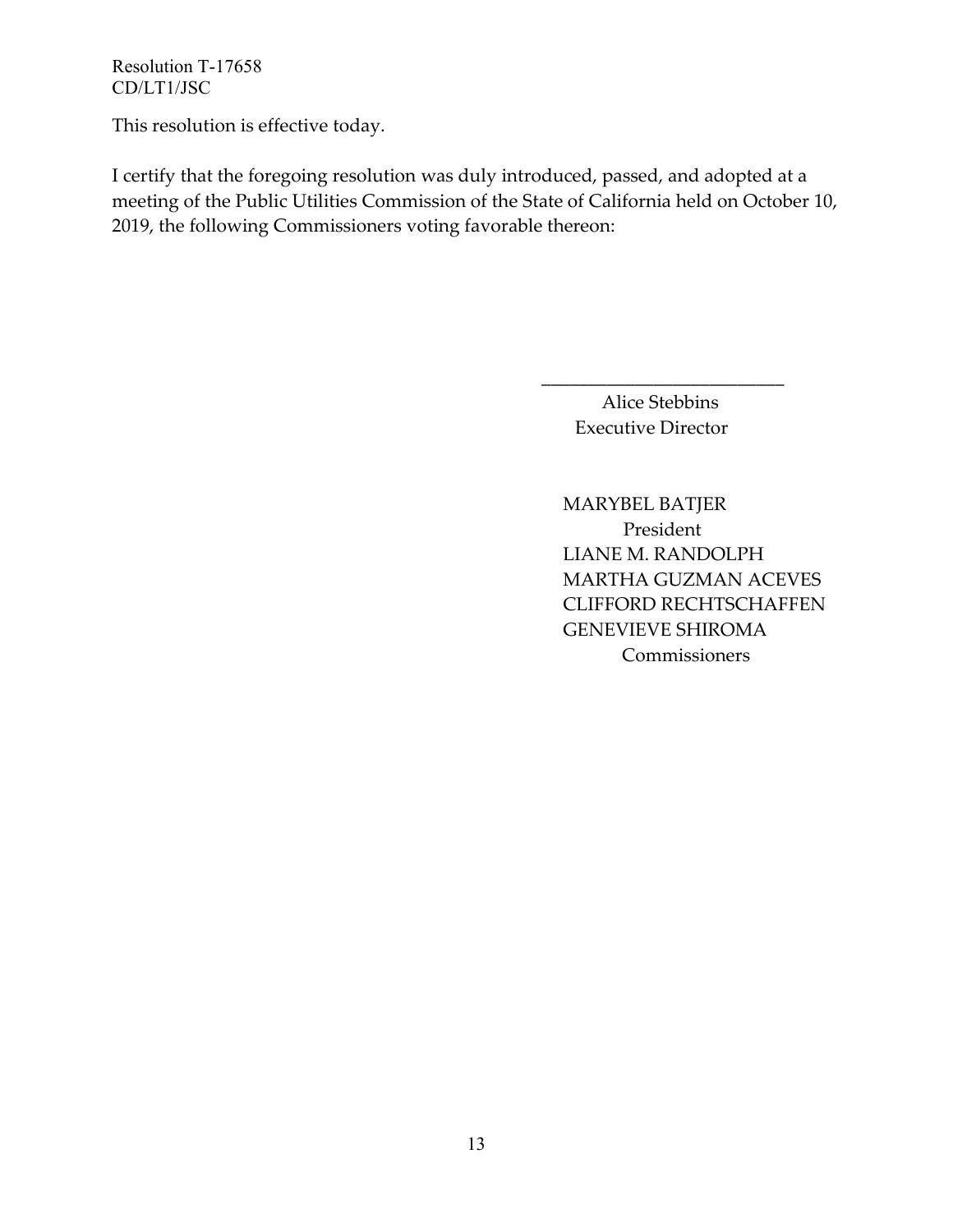This resolution is effective today.

I certify that the foregoing resolution was duly introduced, passed, and adopted at a meeting of the Public Utilities Commission of the State of California held on October 10, 2019, the following Commissioners voting favorable thereon:

_____________________________

Alice Stebbins
Executive Director

MARYBEL BATJER
President
LIANE M. RANDOLPH
MARTHA GUZMAN ACEVES
CLIFFORD RECHTSCHAFFEN
GENEVIEVE SHIROMA
Commissioners